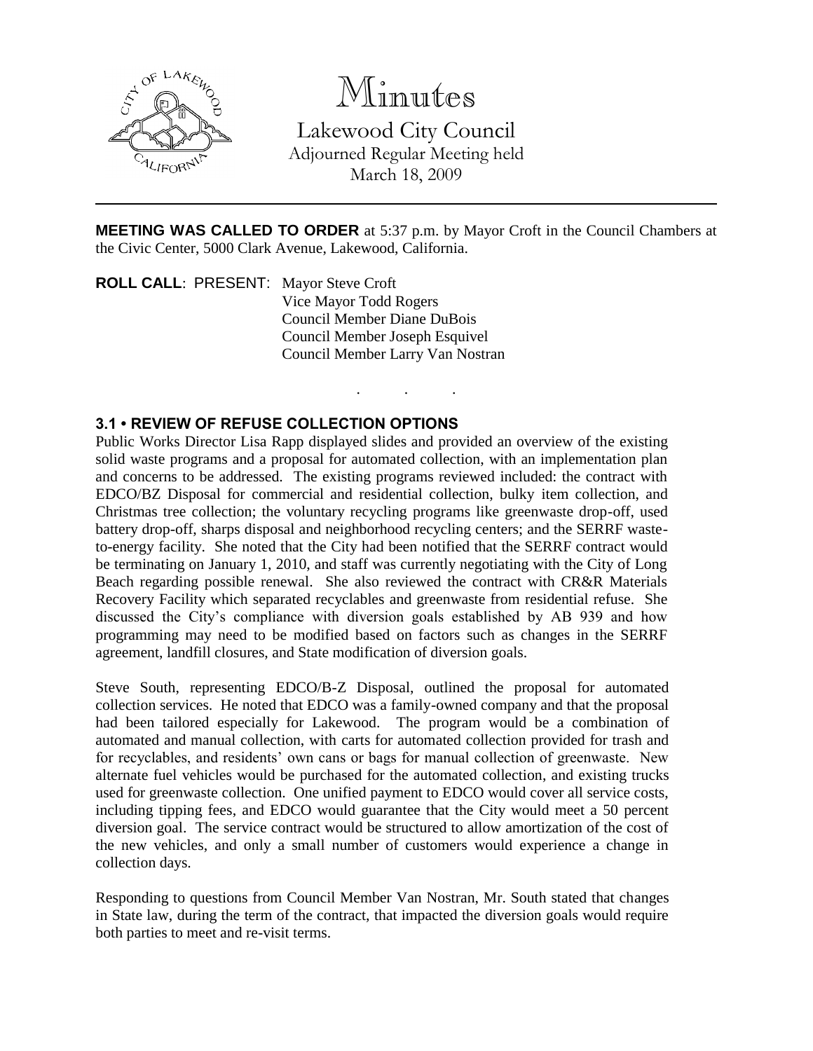# Minutes

Lakewood City Council
Adjourned Regular Meeting held
March 18, 2009

---

**MEETING WAS CALLED TO ORDER** at 5:37 p.m. by Mayor Croft in the Council Chambers at the Civic Center, 5000 Clark Avenue, Lakewood, California.

**ROLL CALL**: PRESENT: Mayor Steve Croft
Vice Mayor Todd Rogers
Council Member Diane DuBois
Council Member Joseph Esquivel
Council Member Larry Van Nostran

. . .

### 3.1 • REVIEW OF REFUSE COLLECTION OPTIONS

Public Works Director Lisa Rapp displayed slides and provided an overview of the existing solid waste programs and a proposal for automated collection, with an implementation plan and concerns to be addressed. The existing programs reviewed included: the contract with EDCO/BZ Disposal for commercial and residential collection, bulky item collection, and Christmas tree collection; the voluntary recycling programs like greenwaste drop-off, used battery drop-off, sharps disposal and neighborhood recycling centers; and the SERRF waste-to-energy facility. She noted that the City had been notified that the SERRF contract would be terminating on January 1, 2010, and staff was currently negotiating with the City of Long Beach regarding possible renewal. She also reviewed the contract with CR&R Materials Recovery Facility which separated recyclables and greenwaste from residential refuse. She discussed the City's compliance with diversion goals established by AB 939 and how programming may need to be modified based on factors such as changes in the SERRF agreement, landfill closures, and State modification of diversion goals.

Steve South, representing EDCO/B-Z Disposal, outlined the proposal for automated collection services. He noted that EDCO was a family-owned company and that the proposal had been tailored especially for Lakewood. The program would be a combination of automated and manual collection, with carts for automated collection provided for trash and for recyclables, and residents' own cans or bags for manual collection of greenwaste. New alternate fuel vehicles would be purchased for the automated collection, and existing trucks used for greenwaste collection. One unified payment to EDCO would cover all service costs, including tipping fees, and EDCO would guarantee that the City would meet a 50 percent diversion goal. The service contract would be structured to allow amortization of the cost of the new vehicles, and only a small number of customers would experience a change in collection days.

Responding to questions from Council Member Van Nostran, Mr. South stated that changes in State law, during the term of the contract, that impacted the diversion goals would require both parties to meet and re-visit terms.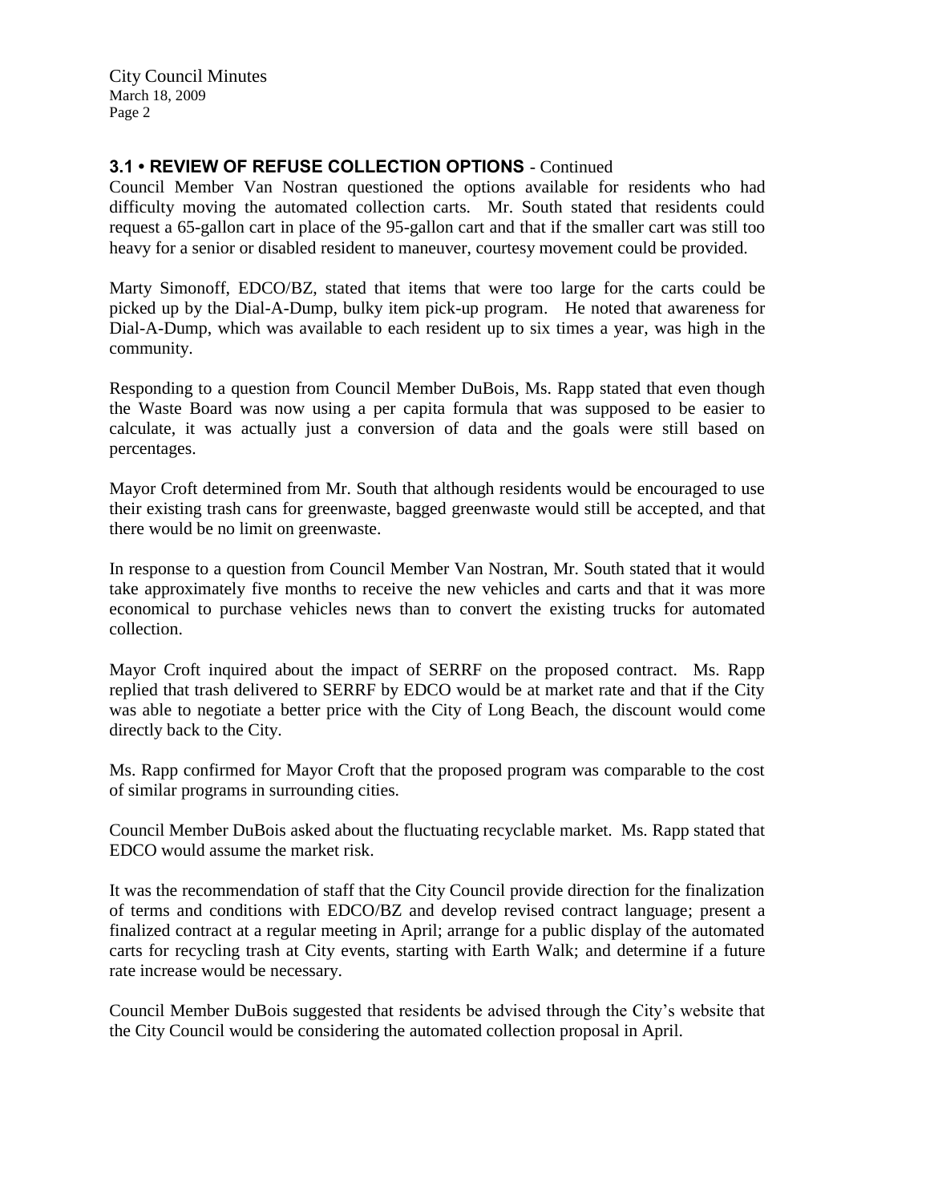### 3.1 • REVIEW OF REFUSE COLLECTION OPTIONS - Continued

Council Member Van Nostran questioned the options available for residents who had difficulty moving the automated collection carts. Mr. South stated that residents could request a 65-gallon cart in place of the 95-gallon cart and that if the smaller cart was still too heavy for a senior or disabled resident to maneuver, courtesy movement could be provided.

Marty Simonoff, EDCO/BZ, stated that items that were too large for the carts could be picked up by the Dial-A-Dump, bulky item pick-up program. He noted that awareness for Dial-A-Dump, which was available to each resident up to six times a year, was high in the community.

Responding to a question from Council Member DuBois, Ms. Rapp stated that even though the Waste Board was now using a per capita formula that was supposed to be easier to calculate, it was actually just a conversion of data and the goals were still based on percentages.

Mayor Croft determined from Mr. South that although residents would be encouraged to use their existing trash cans for greenwaste, bagged greenwaste would still be accepted, and that there would be no limit on greenwaste.

In response to a question from Council Member Van Nostran, Mr. South stated that it would take approximately five months to receive the new vehicles and carts and that it was more economical to purchase vehicles news than to convert the existing trucks for automated collection.

Mayor Croft inquired about the impact of SERRF on the proposed contract. Ms. Rapp replied that trash delivered to SERRF by EDCO would be at market rate and that if the City was able to negotiate a better price with the City of Long Beach, the discount would come directly back to the City.

Ms. Rapp confirmed for Mayor Croft that the proposed program was comparable to the cost of similar programs in surrounding cities.

Council Member DuBois asked about the fluctuating recyclable market. Ms. Rapp stated that EDCO would assume the market risk.

It was the recommendation of staff that the City Council provide direction for the finalization of terms and conditions with EDCO/BZ and develop revised contract language; present a finalized contract at a regular meeting in April; arrange for a public display of the automated carts for recycling trash at City events, starting with Earth Walk; and determine if a future rate increase would be necessary.

Council Member DuBois suggested that residents be advised through the City's website that the City Council would be considering the automated collection proposal in April.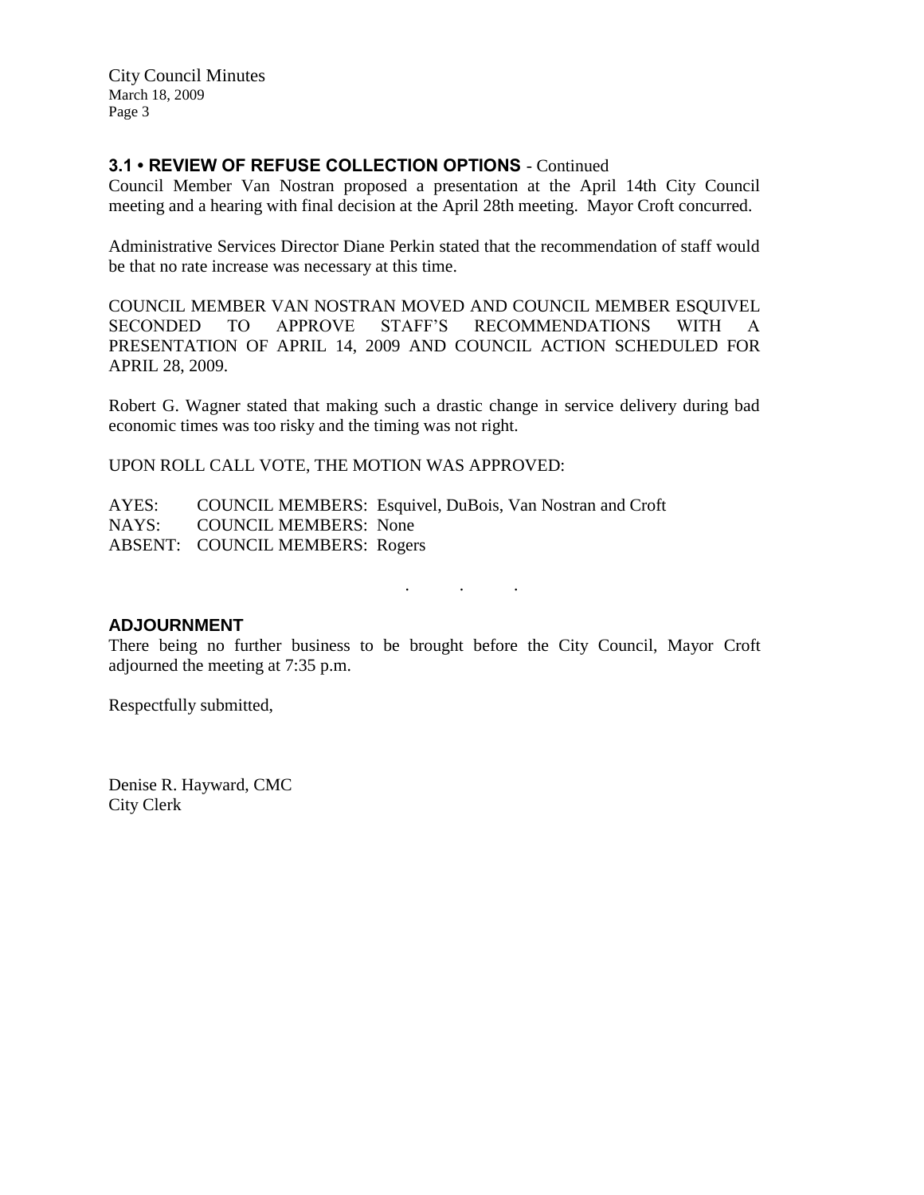### **3.1 • REVIEW OF REFUSE COLLECTION OPTIONS** - Continued

Council Member Van Nostran proposed a presentation at the April 14th City Council meeting and a hearing with final decision at the April 28th meeting. Mayor Croft concurred.

Administrative Services Director Diane Perkin stated that the recommendation of staff would be that no rate increase was necessary at this time.

COUNCIL MEMBER VAN NOSTRAN MOVED AND COUNCIL MEMBER ESQUIVEL SECONDED TO APPROVE STAFF'S RECOMMENDATIONS WITH A PRESENTATION OF APRIL 14, 2009 AND COUNCIL ACTION SCHEDULED FOR APRIL 28, 2009.

Robert G. Wagner stated that making such a drastic change in service delivery during bad economic times was too risky and the timing was not right.

UPON ROLL CALL VOTE, THE MOTION WAS APPROVED:

AYES: COUNCIL MEMBERS: Esquivel, DuBois, Van Nostran and Croft
NAYS: COUNCIL MEMBERS: None
ABSENT: COUNCIL MEMBERS: Rogers

. . .

### **ADJOURNMENT**

There being no further business to be brought before the City Council, Mayor Croft adjourned the meeting at 7:35 p.m.

Respectfully submitted,

Denise R. Hayward, CMC
City Clerk